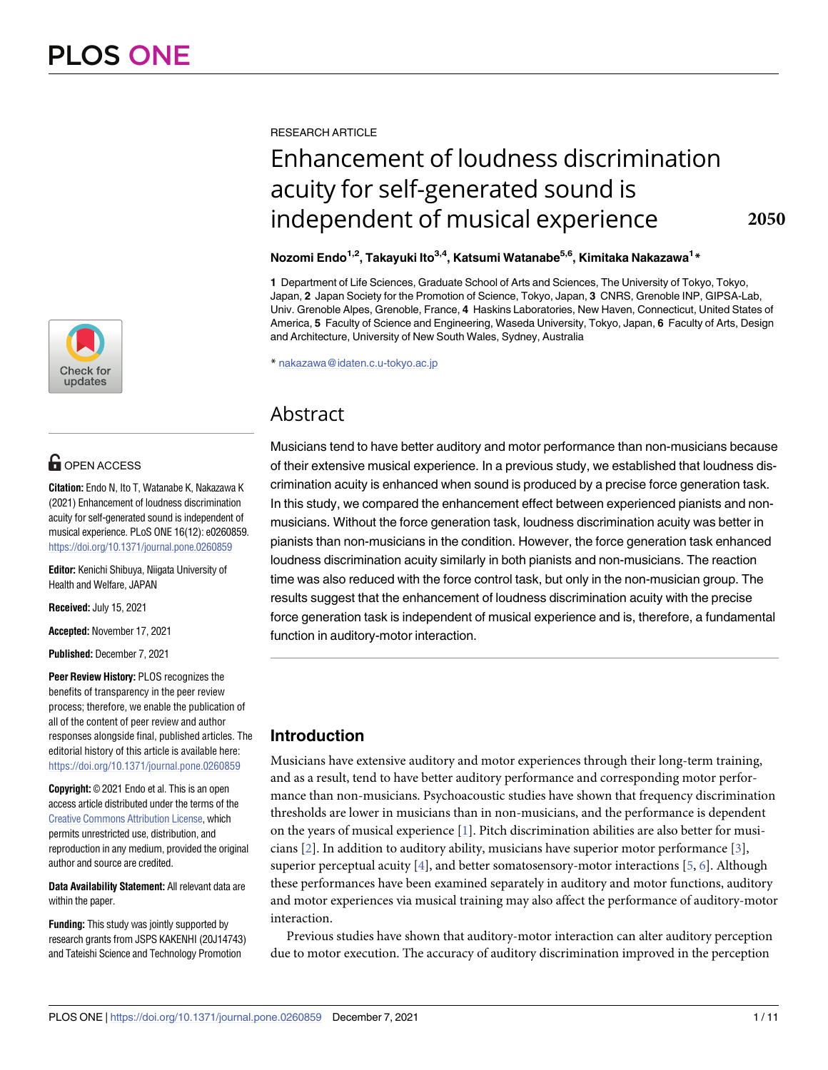RESEARCH ARTICLE

# Enhancement of loudness discrimination acuity for self-generated sound is independent of musical experience

**Nozomi Endo[1,2], Takayuki Ito[3,4], Katsumi Watanabe[5,6], Kimitaka Nakazawa[1]***

**1** Department of Life Sciences, Graduate School of Arts and Sciences, The University of Tokyo, Tokyo, Japan, **2** Japan Society for the Promotion of Science, Tokyo, Japan, **3** CNRS, Grenoble INP, GIPSA-Lab, Univ. Grenoble Alpes, Grenoble, France, **4** Haskins Laboratories, New Haven, Connecticut, United States of America, **5** Faculty of Science and Engineering, Waseda University, Tokyo, Japan, **6** Faculty of Arts, Design and Architecture, University of New South Wales, Sydney, Australia

* nakazawa@idaten.c.u-tokyo.ac.jp

OPEN ACCESS

**Citation:** Endo N, Ito T, Watanabe K, Nakazawa K (2021) Enhancement of loudness discrimination acuity for self-generated sound is independent of musical experience. PLoS ONE 16(12): e0260859. https://doi.org/10.1371/journal.pone.0260859

**Editor:** Kenichi Shibuya, Niigata University of Health and Welfare, JAPAN

**Received:** July 15, 2021

**Accepted:** November 17, 2021

**Published:** December 7, 2021

**Peer Review History:** PLOS recognizes the benefits of transparency in the peer review process; therefore, we enable the publication of all of the content of peer review and author responses alongside final, published articles. The editorial history of this article is available here: https://doi.org/10.1371/journal.pone.0260859

**Copyright:** © 2021 Endo et al. This is an open access article distributed under the terms of the Creative Commons Attribution License, which permits unrestricted use, distribution, and reproduction in any medium, provided the original author and source are credited.

**Data Availability Statement:** All relevant data are within the paper.

**Funding:** This study was jointly supported by research grants from JSPS KAKENHI (20J14743) and Tateishi Science and Technology Promotion

## Abstract

Musicians tend to have better auditory and motor performance than non-musicians because of their extensive musical experience. In a previous study, we established that loudness discrimination acuity is enhanced when sound is produced by a precise force generation task. In this study, we compared the enhancement effect between experienced pianists and non-musicians. Without the force generation task, loudness discrimination acuity was better in pianists than non-musicians in the condition. However, the force generation task enhanced loudness discrimination acuity similarly in both pianists and non-musicians. The reaction time was also reduced with the force control task, but only in the non-musician group. The results suggest that the enhancement of loudness discrimination acuity with the precise force generation task is independent of musical experience and is, therefore, a fundamental function in auditory-motor interaction.

## Introduction

Musicians have extensive auditory and motor experiences through their long-term training, and as a result, tend to have better auditory performance and corresponding motor performance than non-musicians. Psychoacoustic studies have shown that frequency discrimination thresholds are lower in musicians than in non-musicians, and the performance is dependent on the years of musical experience [1]. Pitch discrimination abilities are also better for musicians [2]. In addition to auditory ability, musicians have superior motor performance [3], superior perceptual acuity [4], and better somatosensory-motor interactions [5, 6]. Although these performances have been examined separately in auditory and motor functions, auditory and motor experiences via musical training may also affect the performance of auditory-motor interaction.

Previous studies have shown that auditory-motor interaction can alter auditory perception due to motor execution. The accuracy of auditory discrimination improved in the perception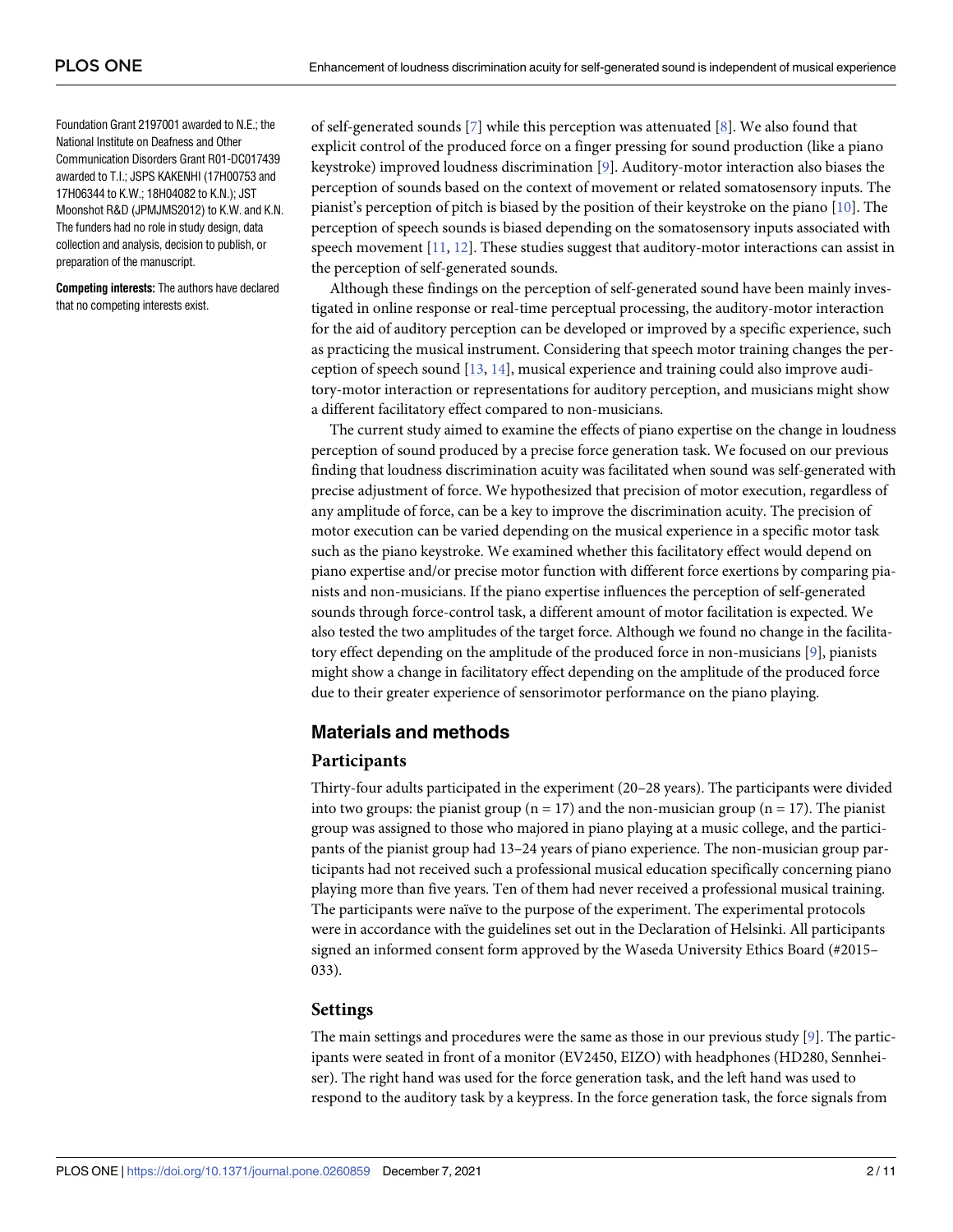Foundation Grant 2197001 awarded to N.E.; the National Institute on Deafness and Other Communication Disorders Grant R01-DC017439 awarded to T.I.; JSPS KAKENHI (17H00753 and 17H06344 to K.W.; 18H04082 to K.N.); JST Moonshot R&D (JPMJMS2012) to K.W. and K.N. The funders had no role in study design, data collection and analysis, decision to publish, or preparation of the manuscript.

**Competing interests:** The authors have declared that no competing interests exist.

of self-generated sounds [7] while this perception was attenuated [8]. We also found that explicit control of the produced force on a finger pressing for sound production (like a piano keystroke) improved loudness discrimination [9]. Auditory-motor interaction also biases the perception of sounds based on the context of movement or related somatosensory inputs. The pianist's perception of pitch is biased by the position of their keystroke on the piano [10]. The perception of speech sounds is biased depending on the somatosensory inputs associated with speech movement [11, 12]. These studies suggest that auditory-motor interactions can assist in the perception of self-generated sounds.

Although these findings on the perception of self-generated sound have been mainly investigated in online response or real-time perceptual processing, the auditory-motor interaction for the aid of auditory perception can be developed or improved by a specific experience, such as practicing the musical instrument. Considering that speech motor training changes the perception of speech sound [13, 14], musical experience and training could also improve auditory-motor interaction or representations for auditory perception, and musicians might show a different facilitatory effect compared to non-musicians.

The current study aimed to examine the effects of piano expertise on the change in loudness perception of sound produced by a precise force generation task. We focused on our previous finding that loudness discrimination acuity was facilitated when sound was self-generated with precise adjustment of force. We hypothesized that precision of motor execution, regardless of any amplitude of force, can be a key to improve the discrimination acuity. The precision of motor execution can be varied depending on the musical experience in a specific motor task such as the piano keystroke. We examined whether this facilitatory effect would depend on piano expertise and/or precise motor function with different force exertions by comparing pianists and non-musicians. If the piano expertise influences the perception of self-generated sounds through force-control task, a different amount of motor facilitation is expected. We also tested the two amplitudes of the target force. Although we found no change in the facilitatory effect depending on the amplitude of the produced force in non-musicians [9], pianists might show a change in facilitatory effect depending on the amplitude of the produced force due to their greater experience of sensorimotor performance on the piano playing.

## Materials and methods

### Participants

Thirty-four adults participated in the experiment (20–28 years). The participants were divided into two groups: the pianist group (n = 17) and the non-musician group (n = 17). The pianist group was assigned to those who majored in piano playing at a music college, and the participants of the pianist group had 13–24 years of piano experience. The non-musician group participants had not received such a professional musical education specifically concerning piano playing more than five years. Ten of them had never received a professional musical training. The participants were naïve to the purpose of the experiment. The experimental protocols were in accordance with the guidelines set out in the Declaration of Helsinki. All participants signed an informed consent form approved by the Waseda University Ethics Board (#2015–033).

### Settings

The main settings and procedures were the same as those in our previous study [9]. The participants were seated in front of a monitor (EV2450, EIZO) with headphones (HD280, Sennheiser). The right hand was used for the force generation task, and the left hand was used to respond to the auditory task by a keypress. In the force generation task, the force signals from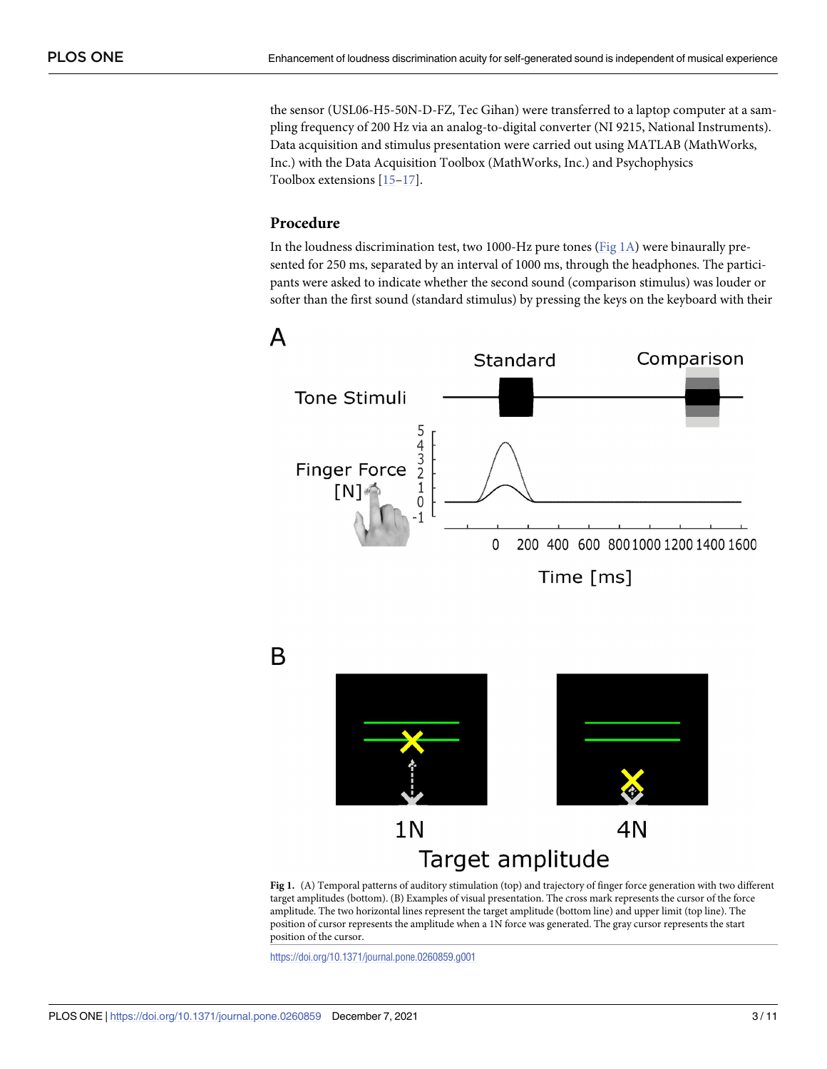the sensor (USL06-H5-50N-D-FZ, Tec Gihan) were transferred to a laptop computer at a sampling frequency of 200 Hz via an analog-to-digital converter (NI 9215, National Instruments). Data acquisition and stimulus presentation were carried out using MATLAB (MathWorks, Inc.) with the Data Acquisition Toolbox (MathWorks, Inc.) and Psychophysics Toolbox extensions [15–17].

### Procedure

In the loudness discrimination test, two 1000-Hz pure tones (Fig 1A) were binaurally presented for 250 ms, separated by an interval of 1000 ms, through the headphones. The participants were asked to indicate whether the second sound (comparison stimulus) was louder or softer than the first sound (standard stimulus) by pressing the keys on the keyboard with their

**Fig 1.** (A) Temporal patterns of auditory stimulation (top) and trajectory of finger force generation with two different target amplitudes (bottom). (B) Examples of visual presentation. The cross mark represents the cursor of the force amplitude. The two horizontal lines represent the target amplitude (bottom line) and upper limit (top line). The position of cursor represents the amplitude when a 1N force was generated. The gray cursor represents the start position of the cursor.

https://doi.org/10.1371/journal.pone.0260859.g001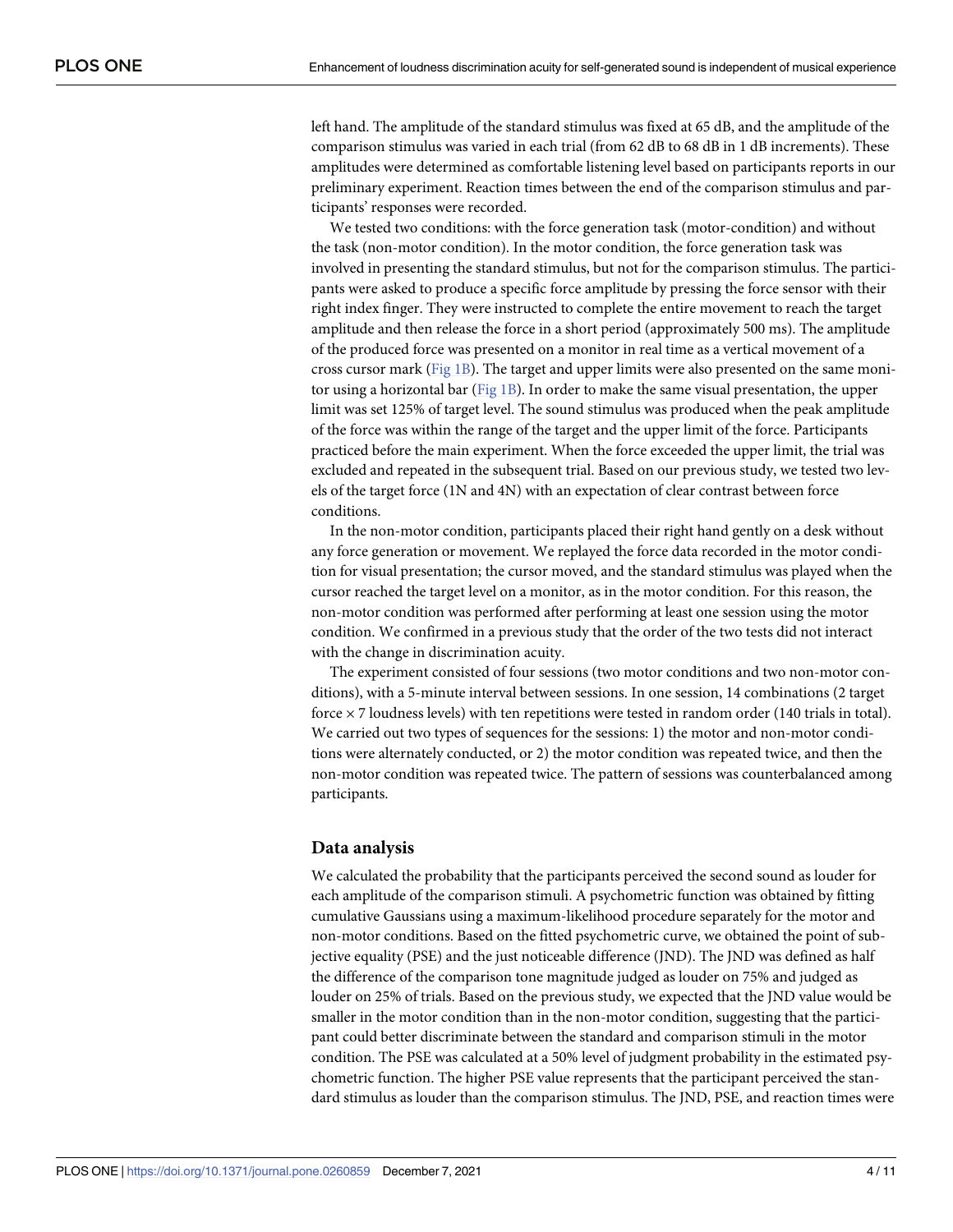left hand. The amplitude of the standard stimulus was fixed at 65 dB, and the amplitude of the comparison stimulus was varied in each trial (from 62 dB to 68 dB in 1 dB increments). These amplitudes were determined as comfortable listening level based on participants reports in our preliminary experiment. Reaction times between the end of the comparison stimulus and participants' responses were recorded.

We tested two conditions: with the force generation task (motor-condition) and without the task (non-motor condition). In the motor condition, the force generation task was involved in presenting the standard stimulus, but not for the comparison stimulus. The participants were asked to produce a specific force amplitude by pressing the force sensor with their right index finger. They were instructed to complete the entire movement to reach the target amplitude and then release the force in a short period (approximately 500 ms). The amplitude of the produced force was presented on a monitor in real time as a vertical movement of a cross cursor mark (Fig 1B). The target and upper limits were also presented on the same monitor using a horizontal bar (Fig 1B). In order to make the same visual presentation, the upper limit was set 125% of target level. The sound stimulus was produced when the peak amplitude of the force was within the range of the target and the upper limit of the force. Participants practiced before the main experiment. When the force exceeded the upper limit, the trial was excluded and repeated in the subsequent trial. Based on our previous study, we tested two levels of the target force (1N and 4N) with an expectation of clear contrast between force conditions.

In the non-motor condition, participants placed their right hand gently on a desk without any force generation or movement. We replayed the force data recorded in the motor condition for visual presentation; the cursor moved, and the standard stimulus was played when the cursor reached the target level on a monitor, as in the motor condition. For this reason, the non-motor condition was performed after performing at least one session using the motor condition. We confirmed in a previous study that the order of the two tests did not interact with the change in discrimination acuity.

The experiment consisted of four sessions (two motor conditions and two non-motor conditions), with a 5-minute interval between sessions. In one session, 14 combinations (2 target force × 7 loudness levels) with ten repetitions were tested in random order (140 trials in total). We carried out two types of sequences for the sessions: 1) the motor and non-motor conditions were alternately conducted, or 2) the motor condition was repeated twice, and then the non-motor condition was repeated twice. The pattern of sessions was counterbalanced among participants.

## Data analysis

We calculated the probability that the participants perceived the second sound as louder for each amplitude of the comparison stimuli. A psychometric function was obtained by fitting cumulative Gaussians using a maximum-likelihood procedure separately for the motor and non-motor conditions. Based on the fitted psychometric curve, we obtained the point of subjective equality (PSE) and the just noticeable difference (JND). The JND was defined as half the difference of the comparison tone magnitude judged as louder on 75% and judged as louder on 25% of trials. Based on the previous study, we expected that the JND value would be smaller in the motor condition than in the non-motor condition, suggesting that the participant could better discriminate between the standard and comparison stimuli in the motor condition. The PSE was calculated at a 50% level of judgment probability in the estimated psychometric function. The higher PSE value represents that the participant perceived the standard stimulus as louder than the comparison stimulus. The JND, PSE, and reaction times were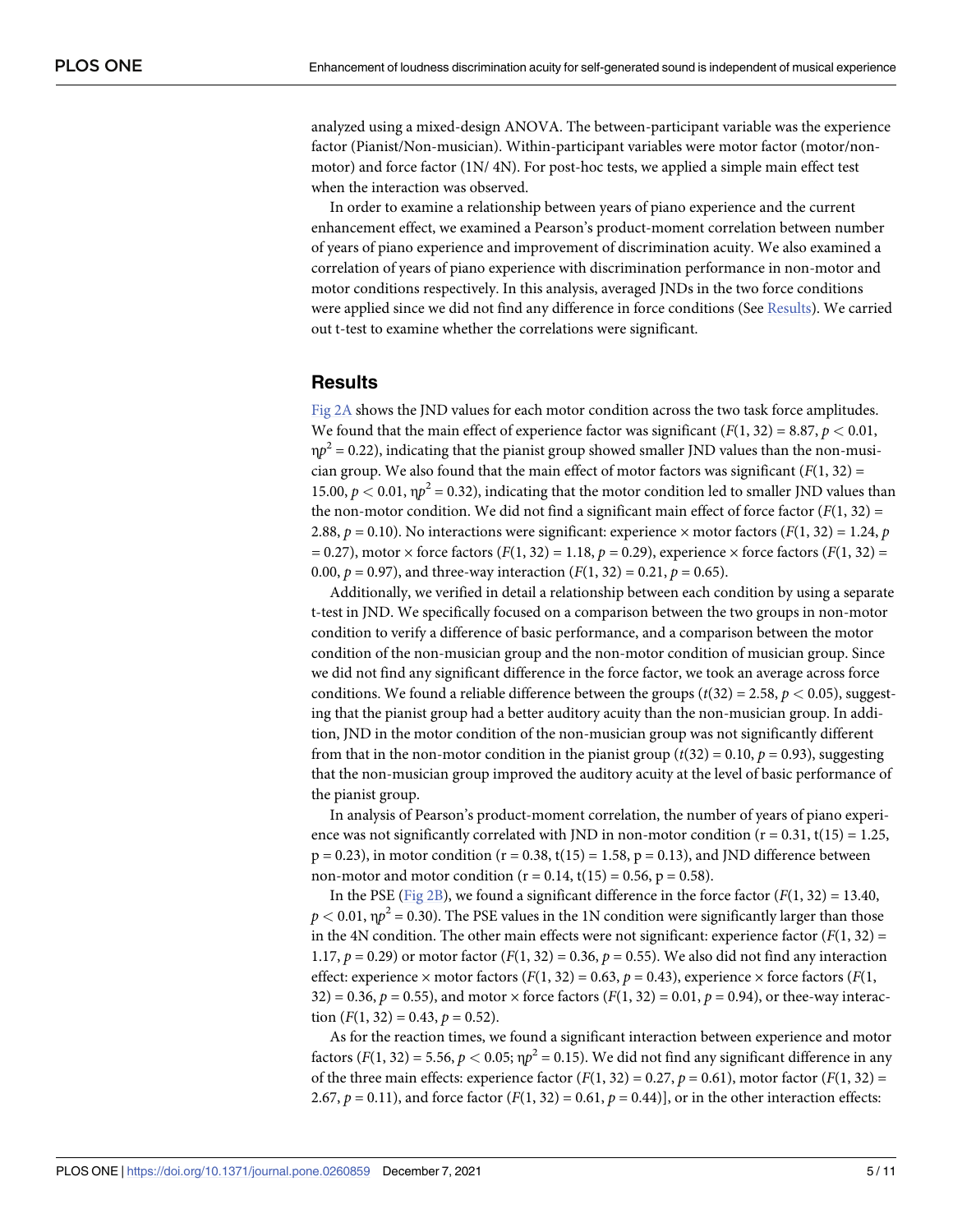analyzed using a mixed-design ANOVA. The between-participant variable was the experience factor (Pianist/Non-musician). Within-participant variables were motor factor (motor/non-motor) and force factor (1N/ 4N). For post-hoc tests, we applied a simple main effect test when the interaction was observed.

In order to examine a relationship between years of piano experience and the current enhancement effect, we examined a Pearson's product-moment correlation between number of years of piano experience and improvement of discrimination acuity. We also examined a correlation of years of piano experience with discrimination performance in non-motor and motor conditions respectively. In this analysis, averaged JNDs in the two force conditions were applied since we did not find any difference in force conditions (See Results). We carried out t-test to examine whether the correlations were significant.

## Results

Fig 2A shows the JND values for each motor condition across the two task force amplitudes. We found that the main effect of experience factor was significant ($F(1, 32) = 8.87$, $p < 0.01$, $\eta p^2 = 0.22$), indicating that the pianist group showed smaller JND values than the non-musician group. We also found that the main effect of motor factors was significant ($F(1, 32) = 15.00$, $p < 0.01$, $\eta p^2 = 0.32$), indicating that the motor condition led to smaller JND values than the non-motor condition. We did not find a significant main effect of force factor ($F(1, 32) = 2.88$, $p = 0.10$). No interactions were significant: experience × motor factors ($F(1, 32) = 1.24$, $p = 0.27$), motor × force factors ($F(1, 32) = 1.18$, $p = 0.29$), experience × force factors ($F(1, 32) = 0.00$, $p = 0.97$), and three-way interaction ($F(1, 32) = 0.21$, $p = 0.65$).

Additionally, we verified in detail a relationship between each condition by using a separate t-test in JND. We specifically focused on a comparison between the two groups in non-motor condition to verify a difference of basic performance, and a comparison between the motor condition of the non-musician group and the non-motor condition of musician group. Since we did not find any significant difference in the force factor, we took an average across force conditions. We found a reliable difference between the groups ($t(32) = 2.58$, $p < 0.05$), suggesting that the pianist group had a better auditory acuity than the non-musician group. In addition, JND in the motor condition of the non-musician group was not significantly different from that in the non-motor condition in the pianist group ($t(32) = 0.10$, $p = 0.93$), suggesting that the non-musician group improved the auditory acuity at the level of basic performance of the pianist group.

In analysis of Pearson's product-moment correlation, the number of years of piano experience was not significantly correlated with JND in non-motor condition ($r = 0.31$, $t(15) = 1.25$, $p = 0.23$), in motor condition ($r = 0.38$, $t(15) = 1.58$, $p = 0.13$), and JND difference between non-motor and motor condition ($r = 0.14$, $t(15) = 0.56$, $p = 0.58$).

In the PSE (Fig 2B), we found a significant difference in the force factor ($F(1, 32) = 13.40$, $p < 0.01$, $\eta p^2 = 0.30$). The PSE values in the 1N condition were significantly larger than those in the 4N condition. The other main effects were not significant: experience factor ($F(1, 32) = 1.17$, $p = 0.29$) or motor factor ($F(1, 32) = 0.36$, $p = 0.55$). We also did not find any interaction effect: experience × motor factors ($F(1, 32) = 0.63$, $p = 0.43$), experience × force factors ($F(1, 32) = 0.36$, $p = 0.55$), and motor × force factors ($F(1, 32) = 0.01$, $p = 0.94$), or thee-way interaction ($F(1, 32) = 0.43$, $p = 0.52$).

As for the reaction times, we found a significant interaction between experience and motor factors ($F(1, 32) = 5.56$, $p < 0.05$; $\eta p^2 = 0.15$). We did not find any significant difference in any of the three main effects: experience factor ($F(1, 32) = 0.27$, $p = 0.61$), motor factor ($F(1, 32) = 2.67$, $p = 0.11$), and force factor ($F(1, 32) = 0.61$, $p = 0.44$)], or in the other interaction effects: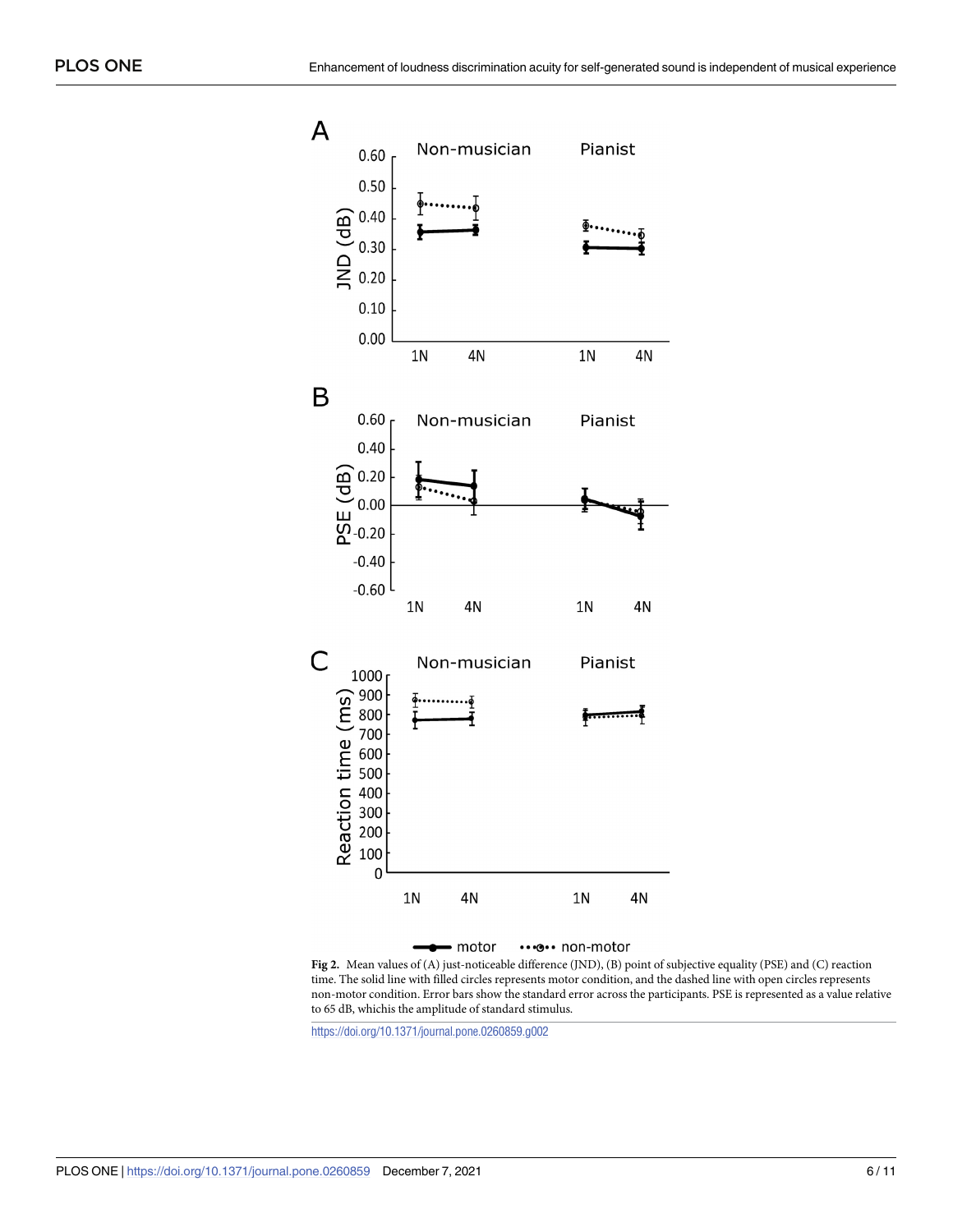**Fig 2.** Mean values of (A) just-noticeable difference (JND), (B) point of subjective equality (PSE) and (C) reaction time. The solid line with filled circles represents motor condition, and the dashed line with open circles represents non-motor condition. Error bars show the standard error across the participants. PSE is represented as a value relative to 65 dB, whichis the amplitude of standard stimulus.

https://doi.org/10.1371/journal.pone.0260859.g002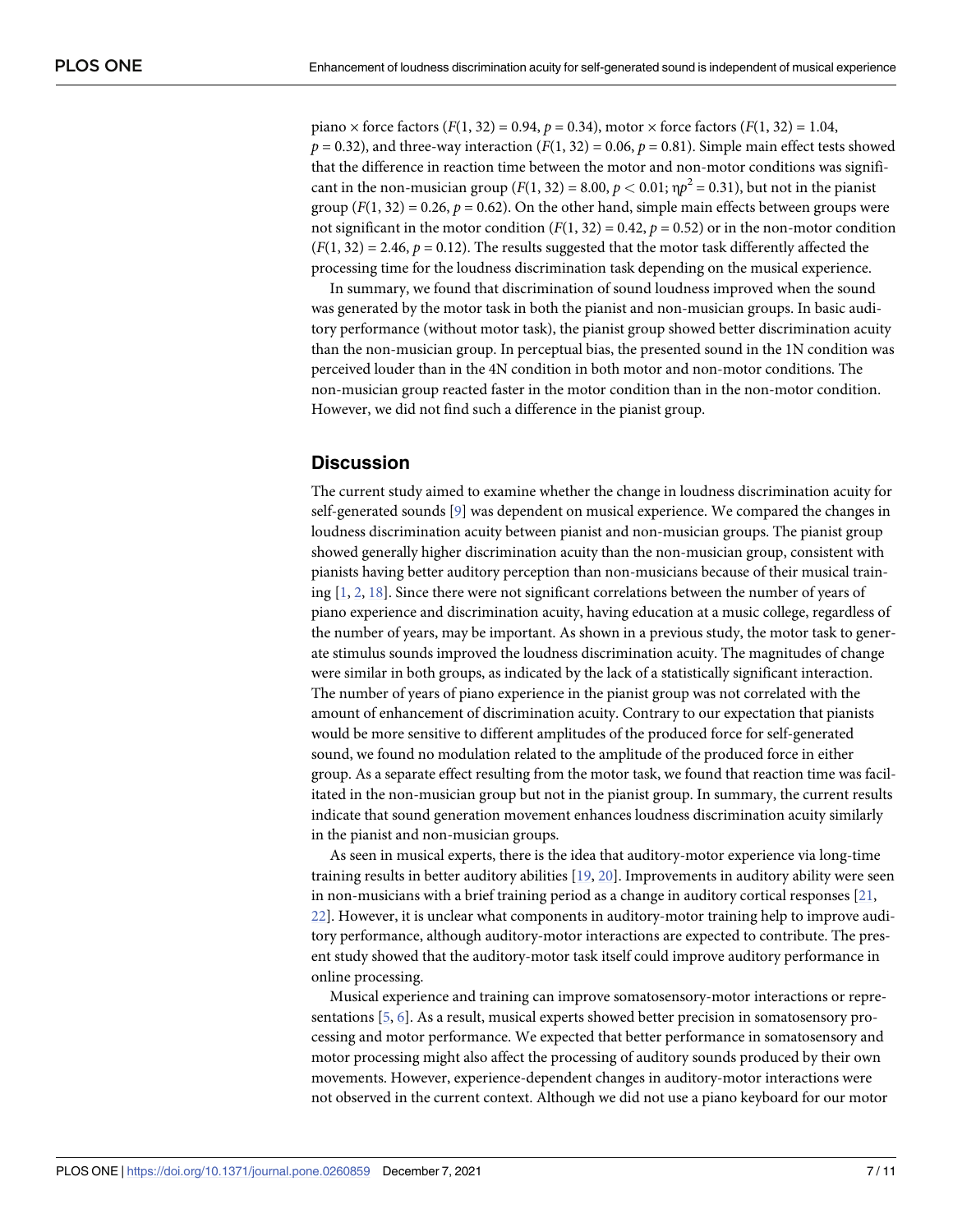piano × force factors ($F(1, 32) = 0.94$, $p = 0.34$), motor × force factors ($F(1, 32) = 1.04$, $p = 0.32$), and three-way interaction ($F(1, 32) = 0.06$, $p = 0.81$). Simple main effect tests showed that the difference in reaction time between the motor and non-motor conditions was significant in the non-musician group ($F(1, 32) = 8.00$, $p < 0.01$; $\eta p^2 = 0.31$), but not in the pianist group ($F(1, 32) = 0.26$, $p = 0.62$). On the other hand, simple main effects between groups were not significant in the motor condition ($F(1, 32) = 0.42$, $p = 0.52$) or in the non-motor condition ($F(1, 32) = 2.46$, $p = 0.12$). The results suggested that the motor task differently affected the processing time for the loudness discrimination task depending on the musical experience.

In summary, we found that discrimination of sound loudness improved when the sound was generated by the motor task in both the pianist and non-musician groups. In basic auditory performance (without motor task), the pianist group showed better discrimination acuity than the non-musician group. In perceptual bias, the presented sound in the 1N condition was perceived louder than in the 4N condition in both motor and non-motor conditions. The non-musician group reacted faster in the motor condition than in the non-motor condition. However, we did not find such a difference in the pianist group.

## Discussion

The current study aimed to examine whether the change in loudness discrimination acuity for self-generated sounds [9] was dependent on musical experience. We compared the changes in loudness discrimination acuity between pianist and non-musician groups. The pianist group showed generally higher discrimination acuity than the non-musician group, consistent with pianists having better auditory perception than non-musicians because of their musical training [1, 2, 18]. Since there were not significant correlations between the number of years of piano experience and discrimination acuity, having education at a music college, regardless of the number of years, may be important. As shown in a previous study, the motor task to generate stimulus sounds improved the loudness discrimination acuity. The magnitudes of change were similar in both groups, as indicated by the lack of a statistically significant interaction. The number of years of piano experience in the pianist group was not correlated with the amount of enhancement of discrimination acuity. Contrary to our expectation that pianists would be more sensitive to different amplitudes of the produced force for self-generated sound, we found no modulation related to the amplitude of the produced force in either group. As a separate effect resulting from the motor task, we found that reaction time was facilitated in the non-musician group but not in the pianist group. In summary, the current results indicate that sound generation movement enhances loudness discrimination acuity similarly in the pianist and non-musician groups.

As seen in musical experts, there is the idea that auditory-motor experience via long-time training results in better auditory abilities [19, 20]. Improvements in auditory ability were seen in non-musicians with a brief training period as a change in auditory cortical responses [21, 22]. However, it is unclear what components in auditory-motor training help to improve auditory performance, although auditory-motor interactions are expected to contribute. The present study showed that the auditory-motor task itself could improve auditory performance in online processing.

Musical experience and training can improve somatosensory-motor interactions or representations [5, 6]. As a result, musical experts showed better precision in somatosensory processing and motor performance. We expected that better performance in somatosensory and motor processing might also affect the processing of auditory sounds produced by their own movements. However, experience-dependent changes in auditory-motor interactions were not observed in the current context. Although we did not use a piano keyboard for our motor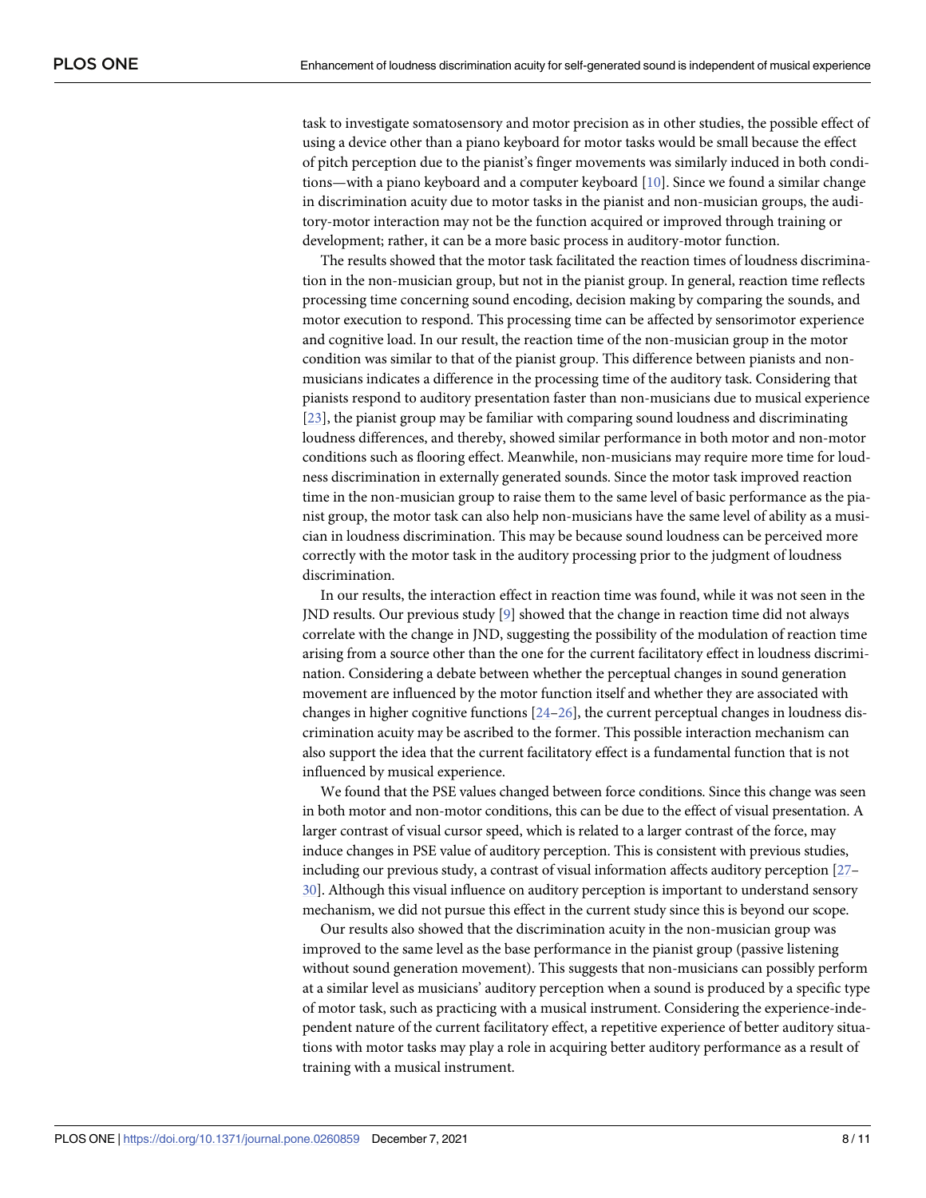task to investigate somatosensory and motor precision as in other studies, the possible effect of using a device other than a piano keyboard for motor tasks would be small because the effect of pitch perception due to the pianist's finger movements was similarly induced in both conditions—with a piano keyboard and a computer keyboard [10]. Since we found a similar change in discrimination acuity due to motor tasks in the pianist and non-musician groups, the auditory-motor interaction may not be the function acquired or improved through training or development; rather, it can be a more basic process in auditory-motor function.

The results showed that the motor task facilitated the reaction times of loudness discrimination in the non-musician group, but not in the pianist group. In general, reaction time reflects processing time concerning sound encoding, decision making by comparing the sounds, and motor execution to respond. This processing time can be affected by sensorimotor experience and cognitive load. In our result, the reaction time of the non-musician group in the motor condition was similar to that of the pianist group. This difference between pianists and non-musicians indicates a difference in the processing time of the auditory task. Considering that pianists respond to auditory presentation faster than non-musicians due to musical experience [23], the pianist group may be familiar with comparing sound loudness and discriminating loudness differences, and thereby, showed similar performance in both motor and non-motor conditions such as flooring effect. Meanwhile, non-musicians may require more time for loudness discrimination in externally generated sounds. Since the motor task improved reaction time in the non-musician group to raise them to the same level of basic performance as the pianist group, the motor task can also help non-musicians have the same level of ability as a musician in loudness discrimination. This may be because sound loudness can be perceived more correctly with the motor task in the auditory processing prior to the judgment of loudness discrimination.

In our results, the interaction effect in reaction time was found, while it was not seen in the JND results. Our previous study [9] showed that the change in reaction time did not always correlate with the change in JND, suggesting the possibility of the modulation of reaction time arising from a source other than the one for the current facilitatory effect in loudness discrimination. Considering a debate between whether the perceptual changes in sound generation movement are influenced by the motor function itself and whether they are associated with changes in higher cognitive functions [24–26], the current perceptual changes in loudness discrimination acuity may be ascribed to the former. This possible interaction mechanism can also support the idea that the current facilitatory effect is a fundamental function that is not influenced by musical experience.

We found that the PSE values changed between force conditions. Since this change was seen in both motor and non-motor conditions, this can be due to the effect of visual presentation. A larger contrast of visual cursor speed, which is related to a larger contrast of the force, may induce changes in PSE value of auditory perception. This is consistent with previous studies, including our previous study, a contrast of visual information affects auditory perception [27–30]. Although this visual influence on auditory perception is important to understand sensory mechanism, we did not pursue this effect in the current study since this is beyond our scope.

Our results also showed that the discrimination acuity in the non-musician group was improved to the same level as the base performance in the pianist group (passive listening without sound generation movement). This suggests that non-musicians can possibly perform at a similar level as musicians' auditory perception when a sound is produced by a specific type of motor task, such as practicing with a musical instrument. Considering the experience-independent nature of the current facilitatory effect, a repetitive experience of better auditory situations with motor tasks may play a role in acquiring better auditory performance as a result of training with a musical instrument.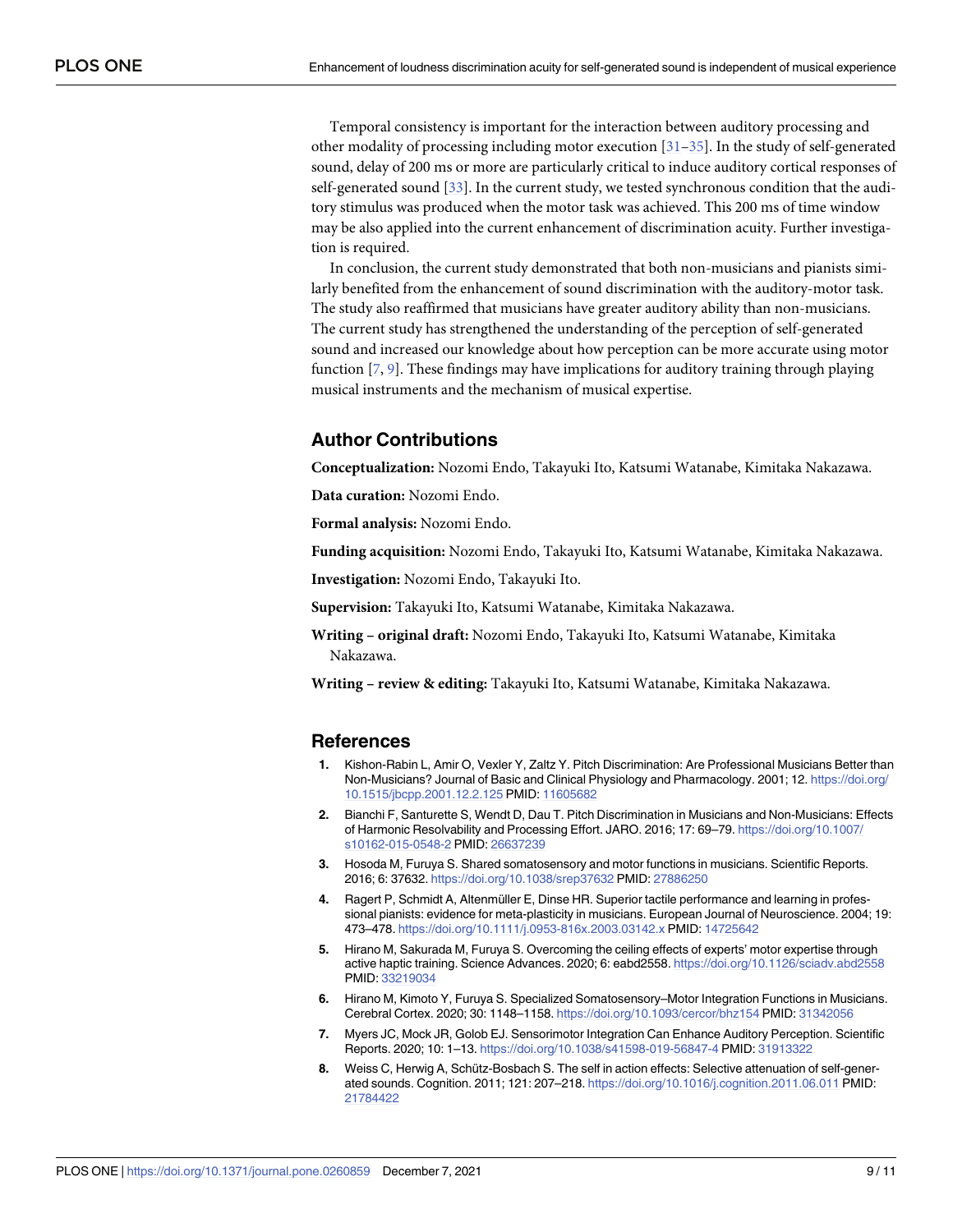Temporal consistency is important for the interaction between auditory processing and other modality of processing including motor execution [31–35]. In the study of self-generated sound, delay of 200 ms or more are particularly critical to induce auditory cortical responses of self-generated sound [33]. In the current study, we tested synchronous condition that the auditory stimulus was produced when the motor task was achieved. This 200 ms of time window may be also applied into the current enhancement of discrimination acuity. Further investigation is required.

In conclusion, the current study demonstrated that both non-musicians and pianists similarly benefited from the enhancement of sound discrimination with the auditory-motor task. The study also reaffirmed that musicians have greater auditory ability than non-musicians. The current study has strengthened the understanding of the perception of self-generated sound and increased our knowledge about how perception can be more accurate using motor function [7, 9]. These findings may have implications for auditory training through playing musical instruments and the mechanism of musical expertise.

## Author Contributions

**Conceptualization:** Nozomi Endo, Takayuki Ito, Katsumi Watanabe, Kimitaka Nakazawa.

**Data curation:** Nozomi Endo.

**Formal analysis:** Nozomi Endo.

**Funding acquisition:** Nozomi Endo, Takayuki Ito, Katsumi Watanabe, Kimitaka Nakazawa.

**Investigation:** Nozomi Endo, Takayuki Ito.

**Supervision:** Takayuki Ito, Katsumi Watanabe, Kimitaka Nakazawa.

**Writing – original draft:** Nozomi Endo, Takayuki Ito, Katsumi Watanabe, Kimitaka Nakazawa.

**Writing – review & editing:** Takayuki Ito, Katsumi Watanabe, Kimitaka Nakazawa.

## References

1. Kishon-Rabin L, Amir O, Vexler Y, Zaltz Y. Pitch Discrimination: Are Professional Musicians Better than Non-Musicians? Journal of Basic and Clinical Physiology and Pharmacology. 2001; 12. https://doi.org/10.1515/jbcpp.2001.12.2.125 PMID: 11605682
2. Bianchi F, Santurette S, Wendt D, Dau T. Pitch Discrimination in Musicians and Non-Musicians: Effects of Harmonic Resolvability and Processing Effort. JARO. 2016; 17: 69–79. https://doi.org/10.1007/s10162-015-0548-2 PMID: 26637239
3. Hosoda M, Furuya S. Shared somatosensory and motor functions in musicians. Scientific Reports. 2016; 6: 37632. https://doi.org/10.1038/srep37632 PMID: 27886250
4. Ragert P, Schmidt A, Altenmüller E, Dinse HR. Superior tactile performance and learning in professional pianists: evidence for meta-plasticity in musicians. European Journal of Neuroscience. 2004; 19: 473–478. https://doi.org/10.1111/j.0953-816x.2003.03142.x PMID: 14725642
5. Hirano M, Sakurada M, Furuya S. Overcoming the ceiling effects of experts' motor expertise through active haptic training. Science Advances. 2020; 6: eabd2558. https://doi.org/10.1126/sciadv.abd2558 PMID: 33219034
6. Hirano M, Kimoto Y, Furuya S. Specialized Somatosensory–Motor Integration Functions in Musicians. Cerebral Cortex. 2020; 30: 1148–1158. https://doi.org/10.1093/cercor/bhz154 PMID: 31342056
7. Myers JC, Mock JR, Golob EJ. Sensorimotor Integration Can Enhance Auditory Perception. Scientific Reports. 2020; 10: 1–13. https://doi.org/10.1038/s41598-019-56847-4 PMID: 31913322
8. Weiss C, Herwig A, Schütz-Bosbach S. The self in action effects: Selective attenuation of self-generated sounds. Cognition. 2011; 121: 207–218. https://doi.org/10.1016/j.cognition.2011.06.011 PMID: 21784422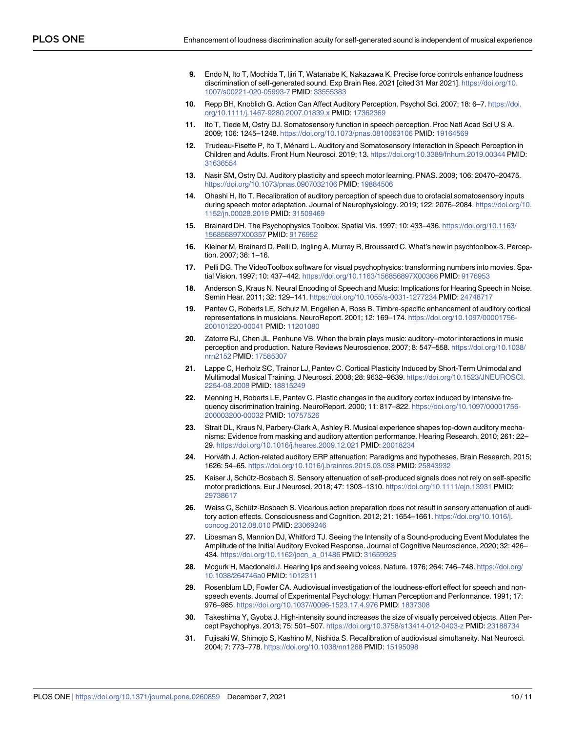9. Endo N, Ito T, Mochida T, Ijiri T, Watanabe K, Nakazawa K. Precise force controls enhance loudness discrimination of self-generated sound. Exp Brain Res. 2021 [cited 31 Mar 2021]. https://doi.org/10.1007/s00221-020-05993-7 PMID: 33555383
10. Repp BH, Knoblich G. Action Can Affect Auditory Perception. Psychol Sci. 2007; 18: 6–7. https://doi.org/10.1111/j.1467-9280.2007.01839.x PMID: 17362369
11. Ito T, Tiede M, Ostry DJ. Somatosensory function in speech perception. Proc Natl Acad Sci U S A. 2009; 106: 1245–1248. https://doi.org/10.1073/pnas.0810063106 PMID: 19164569
12. Trudeau-Fisette P, Ito T, Ménard L. Auditory and Somatosensory Interaction in Speech Perception in Children and Adults. Front Hum Neurosci. 2019; 13. https://doi.org/10.3389/fnhum.2019.00344 PMID: 31636554
13. Nasir SM, Ostry DJ. Auditory plasticity and speech motor learning. PNAS. 2009; 106: 20470–20475. https://doi.org/10.1073/pnas.0907032106 PMID: 19884506
14. Ohashi H, Ito T. Recalibration of auditory perception of speech due to orofacial somatosensory inputs during speech motor adaptation. Journal of Neurophysiology. 2019; 122: 2076–2084. https://doi.org/10.1152/jn.00028.2019 PMID: 31509469
15. Brainard DH. The Psychophysics Toolbox. Spatial Vis. 1997; 10: 433–436. https://doi.org/10.1163/156856897X00357 PMID: 9176952
16. Kleiner M, Brainard D, Pelli D, Ingling A, Murray R, Broussard C. What's new in psychtoolbox-3. Perception. 2007; 36: 1–16.
17. Pelli DG. The VideoToolbox software for visual psychophysics: transforming numbers into movies. Spatial Vision. 1997; 10: 437–442. https://doi.org/10.1163/156856897X00366 PMID: 9176953
18. Anderson S, Kraus N. Neural Encoding of Speech and Music: Implications for Hearing Speech in Noise. Semin Hear. 2011; 32: 129–141. https://doi.org/10.1055/s-0031-1277234 PMID: 24748717
19. Pantev C, Roberts LE, Schulz M, Engelien A, Ross B. Timbre-specific enhancement of auditory cortical representations in musicians. NeuroReport. 2001; 12: 169–174. https://doi.org/10.1097/00001756-200101220-00041 PMID: 11201080
20. Zatorre RJ, Chen JL, Penhune VB. When the brain plays music: auditory–motor interactions in music perception and production. Nature Reviews Neuroscience. 2007; 8: 547–558. https://doi.org/10.1038/nrn2152 PMID: 17585307
21. Lappe C, Herholz SC, Trainor LJ, Pantev C. Cortical Plasticity Induced by Short-Term Unimodal and Multimodal Musical Training. J Neurosci. 2008; 28: 9632–9639. https://doi.org/10.1523/JNEUROSCI.2254-08.2008 PMID: 18815249
22. Menning H, Roberts LE, Pantev C. Plastic changes in the auditory cortex induced by intensive frequency discrimination training. NeuroReport. 2000; 11: 817–822. https://doi.org/10.1097/00001756-200003200-00032 PMID: 10757526
23. Strait DL, Kraus N, Parbery-Clark A, Ashley R. Musical experience shapes top-down auditory mechanisms: Evidence from masking and auditory attention performance. Hearing Research. 2010; 261: 22–29. https://doi.org/10.1016/j.heares.2009.12.021 PMID: 20018234
24. Horváth J. Action-related auditory ERP attenuation: Paradigms and hypotheses. Brain Research. 2015; 1626: 54–65. https://doi.org/10.1016/j.brainres.2015.03.038 PMID: 25843932
25. Kaiser J, Schütz-Bosbach S. Sensory attenuation of self-produced signals does not rely on self-specific motor predictions. Eur J Neurosci. 2018; 47: 1303–1310. https://doi.org/10.1111/ejn.13931 PMID: 29738617
26. Weiss C, Schütz-Bosbach S. Vicarious action preparation does not result in sensory attenuation of auditory action effects. Consciousness and Cognition. 2012; 21: 1654–1661. https://doi.org/10.1016/j.concog.2012.08.010 PMID: 23069246
27. Libesman S, Mannion DJ, Whitford TJ. Seeing the Intensity of a Sound-producing Event Modulates the Amplitude of the Initial Auditory Evoked Response. Journal of Cognitive Neuroscience. 2020; 32: 426–434. https://doi.org/10.1162/jocn_a_01486 PMID: 31659925
28. Mcgurk H, Macdonald J. Hearing lips and seeing voices. Nature. 1976; 264: 746–748. https://doi.org/10.1038/264746a0 PMID: 1012311
29. Rosenblum LD, Fowler CA. Audiovisual investigation of the loudness-effort effect for speech and nonspeech events. Journal of Experimental Psychology: Human Perception and Performance. 1991; 17: 976–985. https://doi.org/10.1037//0096-1523.17.4.976 PMID: 1837308
30. Takeshima Y, Gyoba J. High-intensity sound increases the size of visually perceived objects. Atten Percept Psychophys. 2013; 75: 501–507. https://doi.org/10.3758/s13414-012-0403-z PMID: 23188734
31. Fujisaki W, Shimojo S, Kashino M, Nishida S. Recalibration of audiovisual simultaneity. Nat Neurosci. 2004; 7: 773–778. https://doi.org/10.1038/nn1268 PMID: 15195098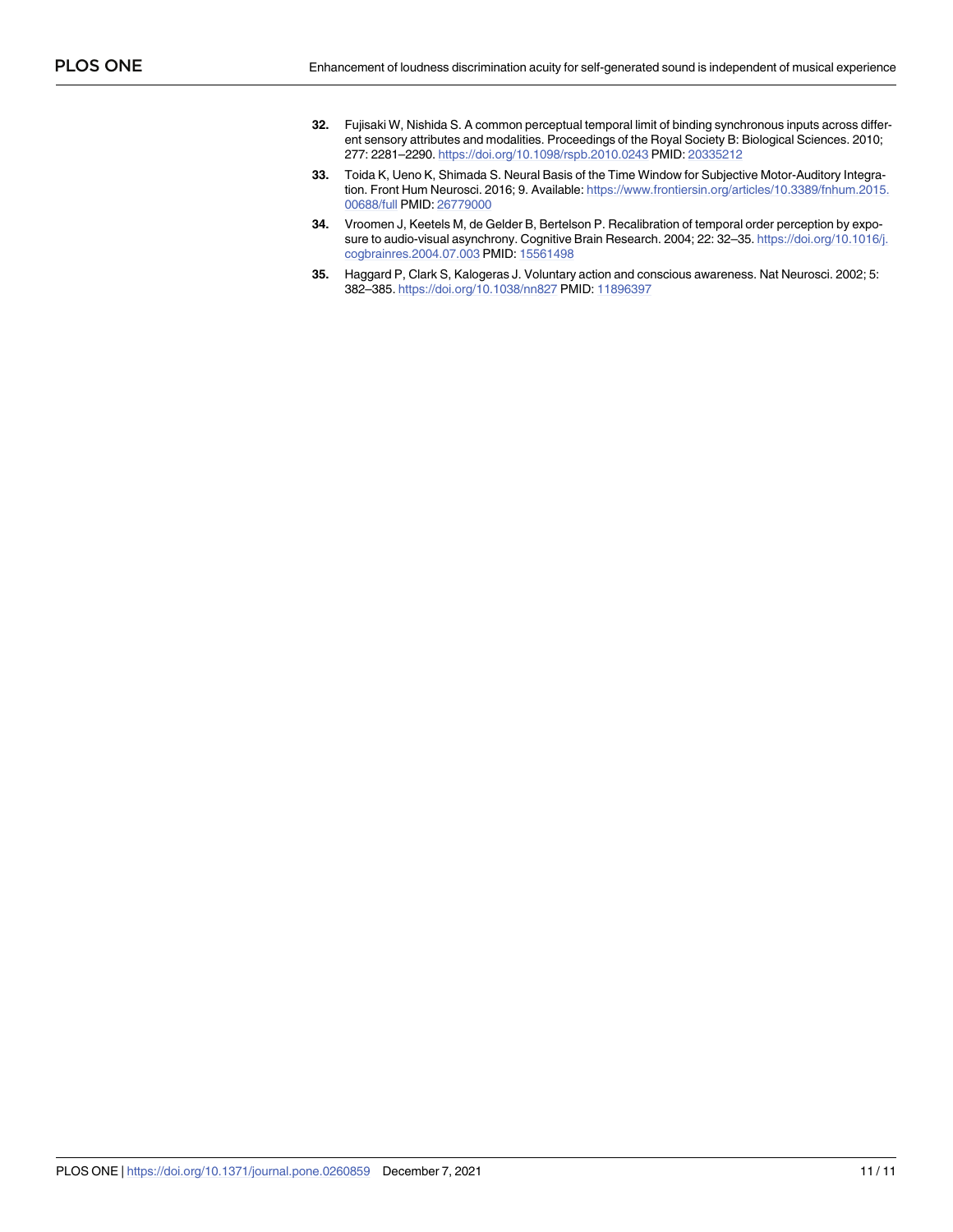32. Fujisaki W, Nishida S. A common perceptual temporal limit of binding synchronous inputs across different sensory attributes and modalities. Proceedings of the Royal Society B: Biological Sciences. 2010; 277: 2281–2290. https://doi.org/10.1098/rspb.2010.0243 PMID: 20335212

33. Toida K, Ueno K, Shimada S. Neural Basis of the Time Window for Subjective Motor-Auditory Integration. Front Hum Neurosci. 2016; 9. Available: https://www.frontiersin.org/articles/10.3389/fnhum.2015.00688/full PMID: 26779000

34. Vroomen J, Keetels M, de Gelder B, Bertelson P. Recalibration of temporal order perception by exposure to audio-visual asynchrony. Cognitive Brain Research. 2004; 22: 32–35. https://doi.org/10.1016/j.cogbrainres.2004.07.003 PMID: 15561498

35. Haggard P, Clark S, Kalogeras J. Voluntary action and conscious awareness. Nat Neurosci. 2002; 5: 382–385. https://doi.org/10.1038/nn827 PMID: 11896397